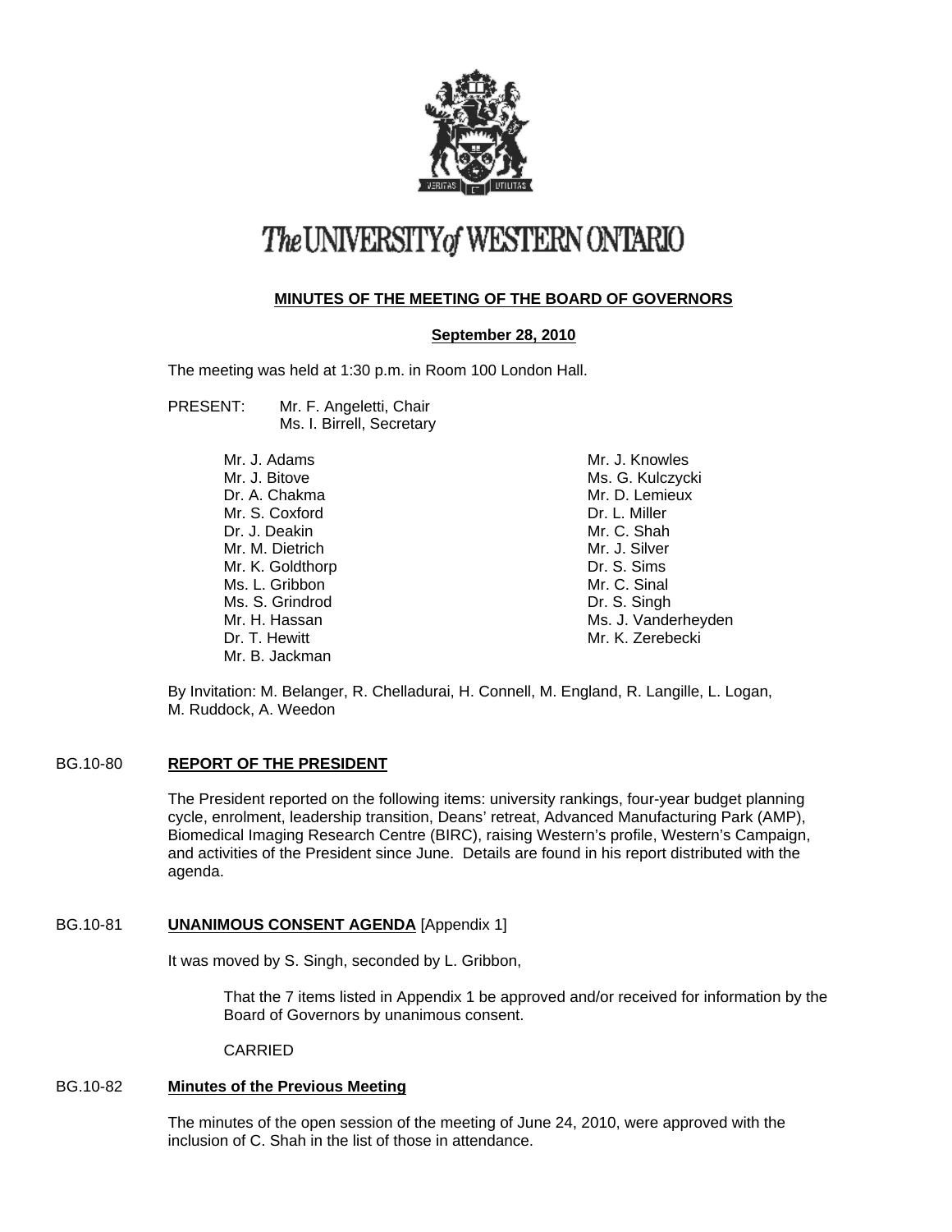# The UNIVERSITY of WESTERN ONTARIO

## MINUTES OF THE MEETING OF THE BOARD OF GOVERNORS

### September 28, 2010

The meeting was held at 1:30 p.m. in Room 100 London Hall.

PRESENT: Mr. F. Angeletti, Chair
Ms. I. Birrell, Secretary

Mr. J. Adams
Mr. J. Bitove
Dr. A. Chakma
Mr. S. Coxford
Dr. J. Deakin
Mr. M. Dietrich
Mr. K. Goldthorp
Ms. L. Gribbon
Ms. S. Grindrod
Mr. H. Hassan
Dr. T. Hewitt
Mr. B. Jackman
Mr. J. Knowles
Ms. G. Kulczycki
Mr. D. Lemieux
Dr. L. Miller
Mr. C. Shah
Mr. J. Silver
Dr. S. Sims
Mr. C. Sinal
Dr. S. Singh
Ms. J. Vanderheyden
Mr. K. Zerebecki

By Invitation: M. Belanger, R. Chelladurai, H. Connell, M. England, R. Langille, L. Logan, M. Ruddock, A. Weedon

## BG.10-80 REPORT OF THE PRESIDENT

The President reported on the following items: university rankings, four-year budget planning cycle, enrolment, leadership transition, Deans' retreat, Advanced Manufacturing Park (AMP), Biomedical Imaging Research Centre (BIRC), raising Western's profile, Western's Campaign, and activities of the President since June. Details are found in his report distributed with the agenda.

## BG.10-81 UNANIMOUS CONSENT AGENDA [Appendix 1]

It was moved by S. Singh, seconded by L. Gribbon,

> That the 7 items listed in Appendix 1 be approved and/or received for information by the Board of Governors by unanimous consent.
>
> CARRIED

## BG.10-82 Minutes of the Previous Meeting

The minutes of the open session of the meeting of June 24, 2010, were approved with the inclusion of C. Shah in the list of those in attendance.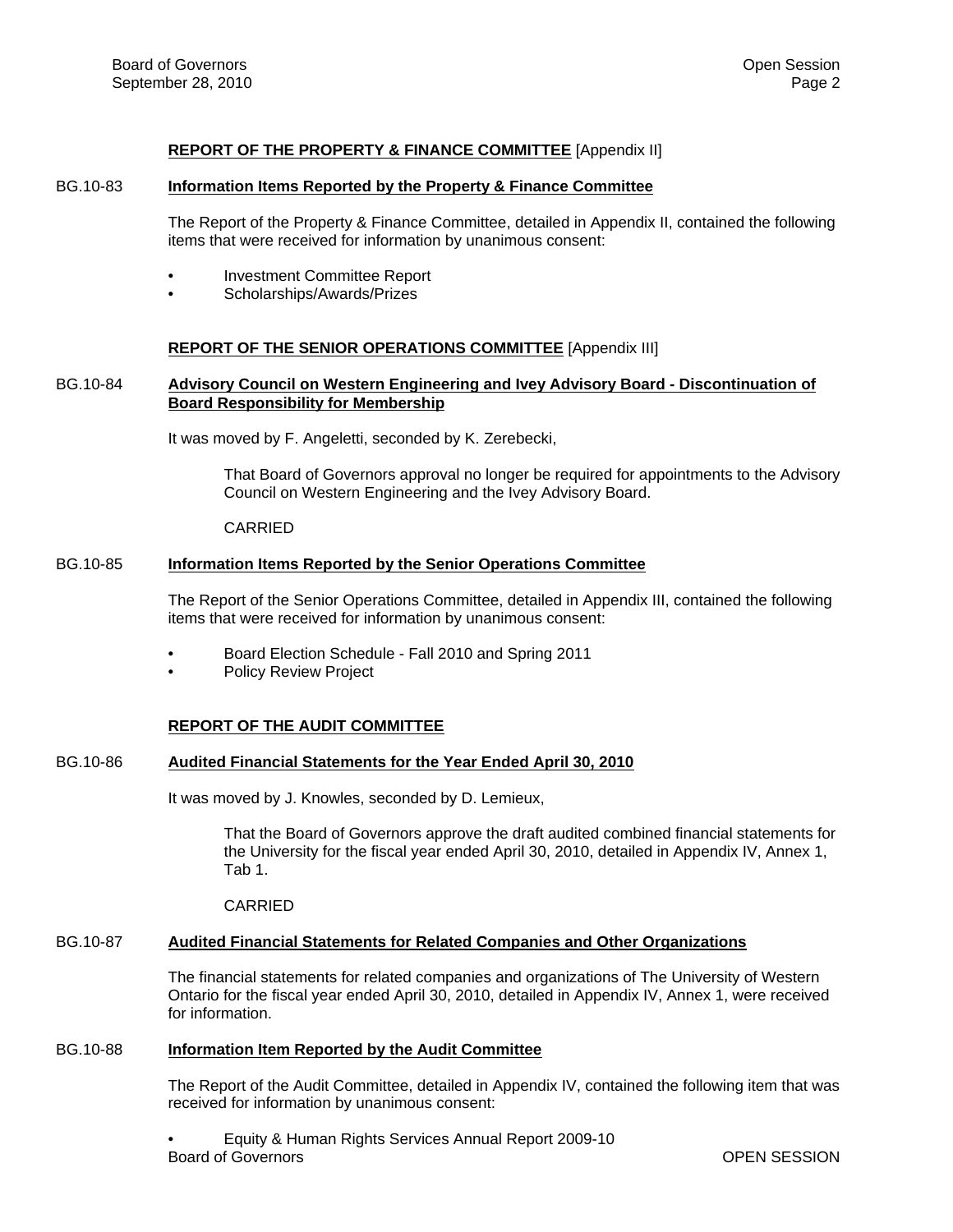## **REPORT OF THE PROPERTY & FINANCE COMMITTEE** [Appendix II]

BG.10-83 **Information Items Reported by the Property & Finance Committee**

The Report of the Property & Finance Committee, detailed in Appendix II, contained the following items that were received for information by unanimous consent:

- Investment Committee Report
- Scholarships/Awards/Prizes

## **REPORT OF THE SENIOR OPERATIONS COMMITTEE** [Appendix III]

BG.10-84 **Advisory Council on Western Engineering and Ivey Advisory Board - Discontinuation of Board Responsibility for Membership**

It was moved by F. Angeletti, seconded by K. Zerebecki,

> That Board of Governors approval no longer be required for appointments to the Advisory Council on Western Engineering and the Ivey Advisory Board.
>
> CARRIED

BG.10-85 **Information Items Reported by the Senior Operations Committee**

The Report of the Senior Operations Committee, detailed in Appendix III, contained the following items that were received for information by unanimous consent:

- Board Election Schedule - Fall 2010 and Spring 2011
- Policy Review Project

## **REPORT OF THE AUDIT COMMITTEE**

BG.10-86 **Audited Financial Statements for the Year Ended April 30, 2010**

It was moved by J. Knowles, seconded by D. Lemieux,

> That the Board of Governors approve the draft audited combined financial statements for the University for the fiscal year ended April 30, 2010, detailed in Appendix IV, Annex 1, Tab 1.
>
> CARRIED

BG.10-87 **Audited Financial Statements for Related Companies and Other Organizations**

The financial statements for related companies and organizations of The University of Western Ontario for the fiscal year ended April 30, 2010, detailed in Appendix IV, Annex 1, were received for information.

BG.10-88 **Information Item Reported by the Audit Committee**

The Report of the Audit Committee, detailed in Appendix IV, contained the following item that was received for information by unanimous consent:

- Equity & Human Rights Services Annual Report 2009-10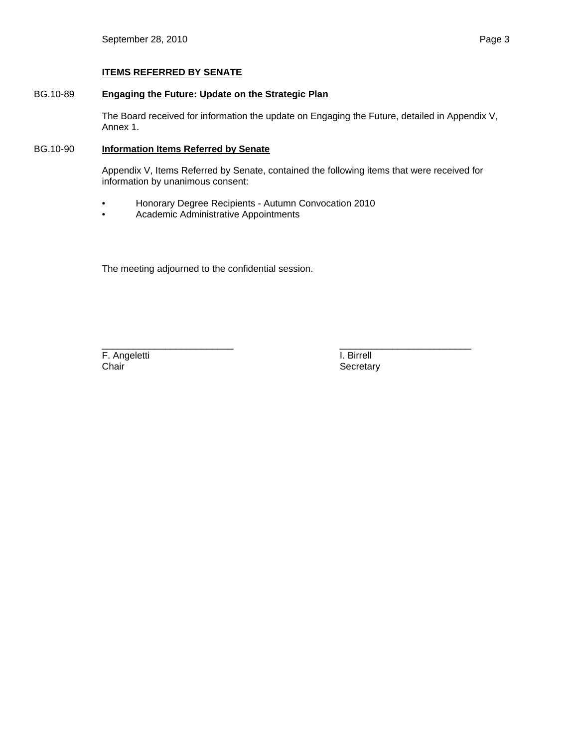## ITEMS REFERRED BY SENATE

BG.10-89 **Engaging the Future: Update on the Strategic Plan**

The Board received for information the update on Engaging the Future, detailed in Appendix V, Annex 1.

BG.10-90 **Information Items Referred by Senate**

Appendix V, Items Referred by Senate, contained the following items that were received for information by unanimous consent:

- Honorary Degree Recipients - Autumn Convocation 2010
- Academic Administrative Appointments

The meeting adjourned to the confidential session.

| | |
|---|---|
| \_\_\_\_\_\_\_\_\_\_\_\_\_\_\_\_\_\_\_\_\_\_\_\_\_ | \_\_\_\_\_\_\_\_\_\_\_\_\_\_\_\_\_\_\_\_\_\_\_\_\_ |
| F. Angeletti | I. Birrell |
| Chair | Secretary |